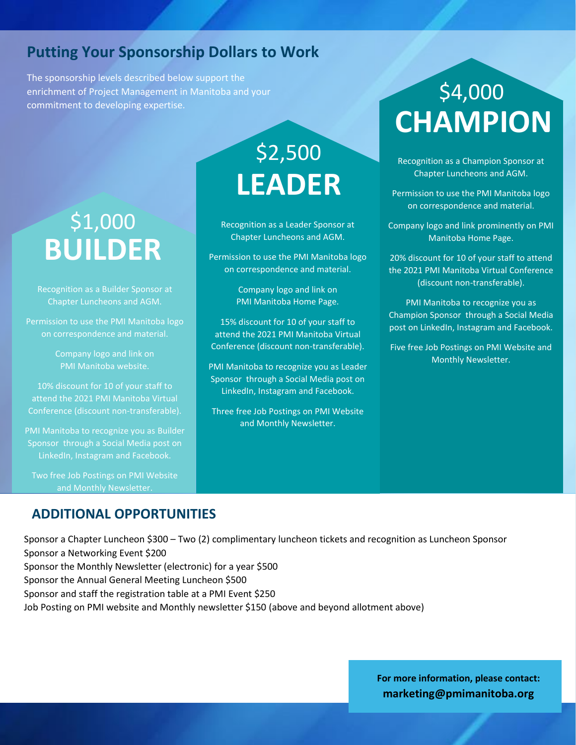## Putting Your Sponsorship Dollars to Work

The sponsorship levels described below support the enrichment of Project Management in Manitoba and your commitment to developing expertise.

### $1,000 BUILDER

Recognition as a Builder Sponsor at Chapter Luncheons and AGM.

Permission to use the PMI Manitoba logo on correspondence and material.

Company logo and link on PMI Manitoba website.

10% discount for 10 of your staff to attend the 2021 PMI Manitoba Virtual Conference (discount non-transferable).

PMI Manitoba to recognize you as Builder Sponsor through a Social Media post on LinkedIn, Instagram and Facebook.

Two free Job Postings on PMI Website and Monthly Newsletter.

### $2,500 LEADER

Recognition as a Leader Sponsor at Chapter Luncheons and AGM.

Permission to use the PMI Manitoba logo on correspondence and material.

Company logo and link on PMI Manitoba Home Page.

15% discount for 10 of your staff to attend the 2021 PMI Manitoba Virtual Conference (discount non-transferable).

PMI Manitoba to recognize you as Leader Sponsor through a Social Media post on LinkedIn, Instagram and Facebook.

Three free Job Postings on PMI Website and Monthly Newsletter.

### $4,000 CHAMPION

Recognition as a Champion Sponsor at Chapter Luncheons and AGM.

Permission to use the PMI Manitoba logo on correspondence and material.

Company logo and link prominently on PMI Manitoba Home Page.

20% discount for 10 of your staff to attend the 2021 PMI Manitoba Virtual Conference (discount non-transferable).

PMI Manitoba to recognize you as Champion Sponsor through a Social Media post on LinkedIn, Instagram and Facebook.

Five free Job Postings on PMI Website and Monthly Newsletter.

## ADDITIONAL OPPORTUNITIES

Sponsor a Chapter Luncheon $300 – Two (2) complimentary luncheon tickets and recognition as Luncheon Sponsor
Sponsor a Networking Event $200
Sponsor the Monthly Newsletter (electronic) for a year $500
Sponsor the Annual General Meeting Luncheon $500
Sponsor and staff the registration table at a PMI Event $250
Job Posting on PMI website and Monthly newsletter $150 (above and beyond allotment above)

**For more information, please contact:**
**marketing@pmimanitoba.org**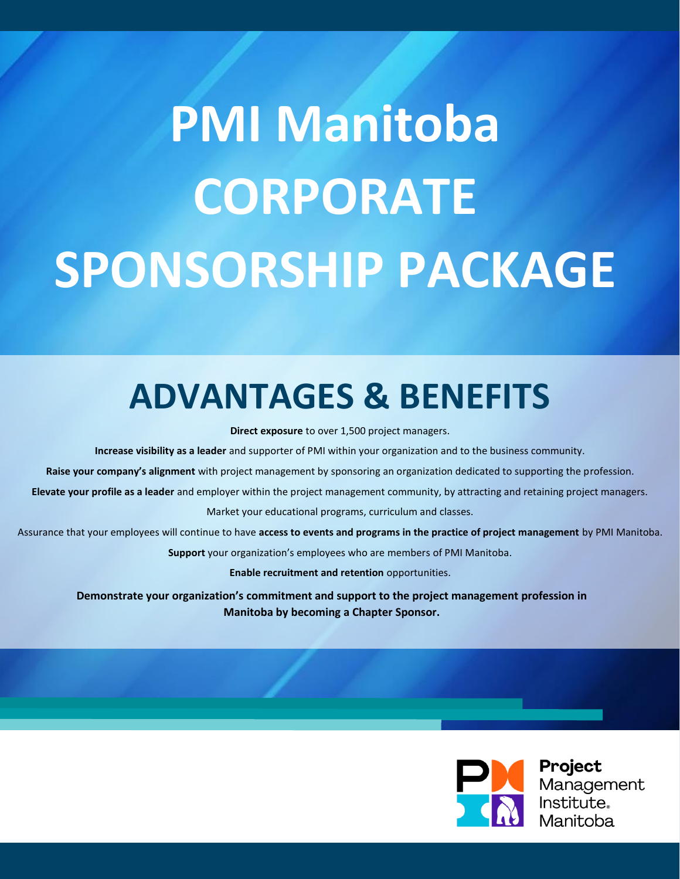# PMI Manitoba CORPORATE SPONSORSHIP PACKAGE

## ADVANTAGES & BENEFITS

**Direct exposure** to over 1,500 project managers.

**Increase visibility as a leader** and supporter of PMI within your organization and to the business community.

**Raise your company's alignment** with project management by sponsoring an organization dedicated to supporting the profession.

**Elevate your profile as a leader** and employer within the project management community, by attracting and retaining project managers.

Market your educational programs, curriculum and classes.

Assurance that your employees will continue to have **access to events and programs in the practice of project management** by PMI Manitoba.

**Support** your organization's employees who are members of PMI Manitoba.

**Enable recruitment and retention** opportunities.

**Demonstrate your organization's commitment and support to the project management profession in Manitoba by becoming a Chapter Sponsor.**

Project Management Institute. Manitoba